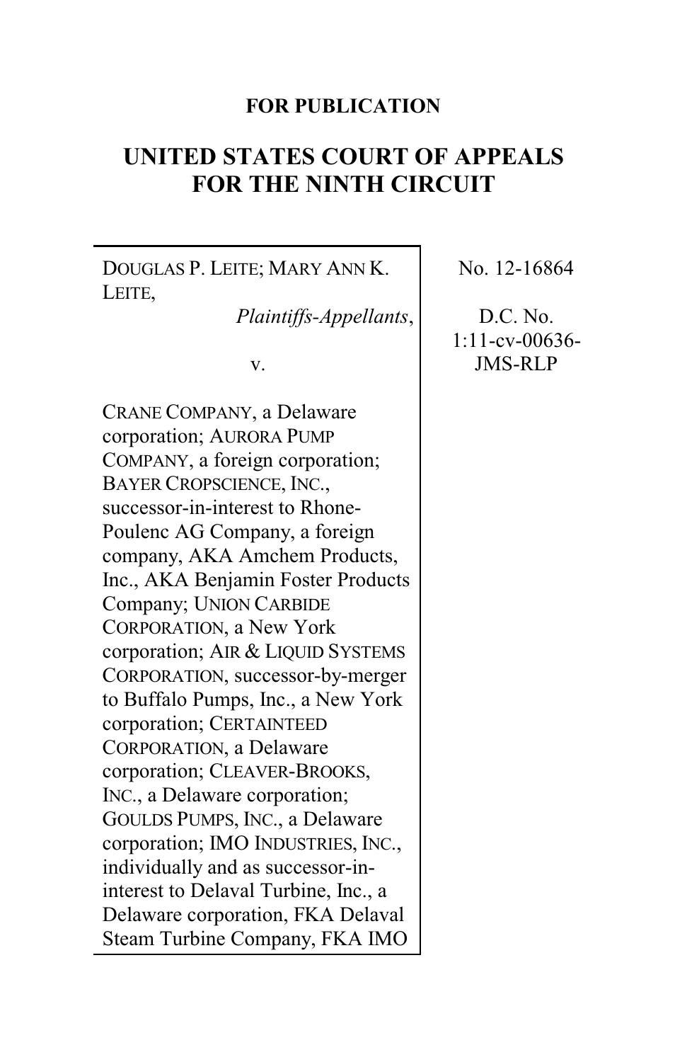**FOR PUBLICATION**

# UNITED STATES COURT OF APPEALS FOR THE NINTH CIRCUIT

DOUGLAS P. LEITE; MARY ANN K. LEITE,
*Plaintiffs-Appellants*,

v.

CRANE COMPANY, a Delaware corporation; AURORA PUMP COMPANY, a foreign corporation; BAYER CROPSCIENCE, INC., successor-in-interest to Rhone-Poulenc AG Company, a foreign company, AKA Amchem Products, Inc., AKA Benjamin Foster Products Company; UNION CARBIDE CORPORATION, a New York corporation; AIR & LIQUID SYSTEMS CORPORATION, successor-by-merger to Buffalo Pumps, Inc., a New York corporation; CERTAINTEED CORPORATION, a Delaware corporation; CLEAVER-BROOKS, INC., a Delaware corporation; GOULDS PUMPS, INC., a Delaware corporation; IMO INDUSTRIES, INC., individually and as successor-in-interest to Delaval Turbine, Inc., a Delaware corporation, FKA Delaval Steam Turbine Company, FKA IMO

No. 12-16864

D.C. No. 1:11-cv-00636-JMS-RLP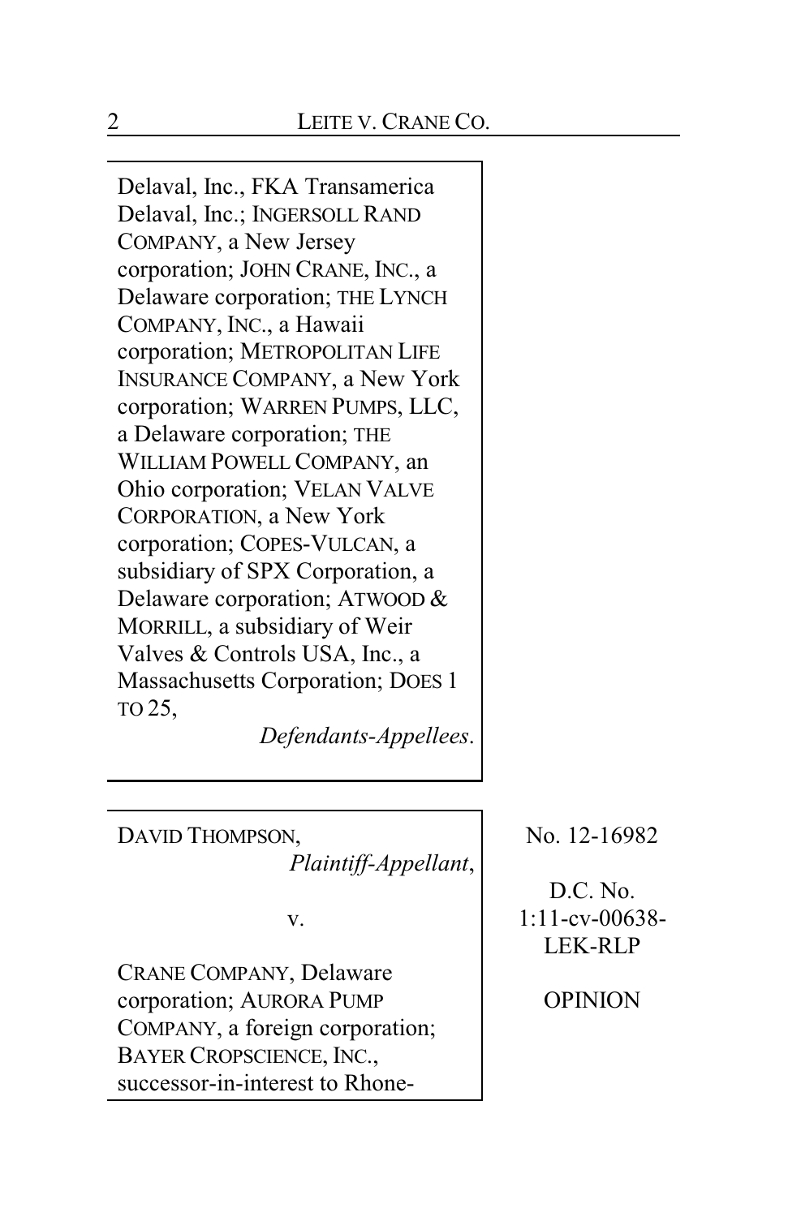Delaval, Inc., FKA Transamerica Delaval, Inc.; INGERSOLL RAND COMPANY, a New Jersey corporation; JOHN CRANE, INC., a Delaware corporation; THE LYNCH COMPANY, INC., a Hawaii corporation; METROPOLITAN LIFE INSURANCE COMPANY, a New York corporation; WARREN PUMPS, LLC, a Delaware corporation; THE WILLIAM POWELL COMPANY, an Ohio corporation; VELAN VALVE CORPORATION, a New York corporation; COPES-VULCAN, a subsidiary of SPX Corporation, a Delaware corporation; ATWOOD & MORRILL, a subsidiary of Weir Valves & Controls USA, Inc., a Massachusetts Corporation; DOES 1 TO 25,

*Defendants-Appellees.*

---

DAVID THOMPSON,

*Plaintiff-Appellant,*

v.

CRANE COMPANY, Delaware corporation; AURORA PUMP COMPANY, a foreign corporation; BAYER CROPSCIENCE, INC., successor-in-interest to Rhone-

No. 12-16982

D.C. No. 1:11-cv-00638-LEK-RLP

OPINION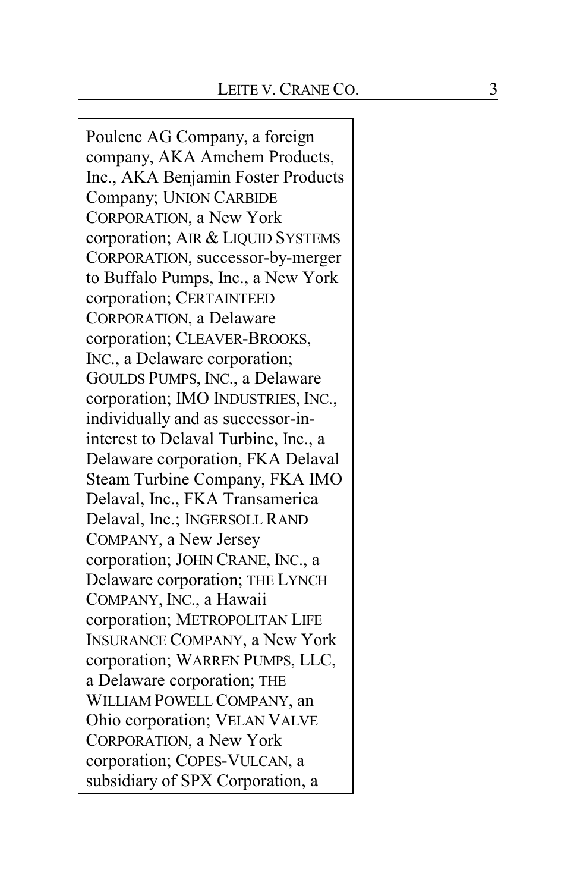Poulenc AG Company, a foreign company, AKA Amchem Products, Inc., AKA Benjamin Foster Products Company; UNION CARBIDE CORPORATION, a New York corporation; AIR & LIQUID SYSTEMS CORPORATION, successor-by-merger to Buffalo Pumps, Inc., a New York corporation; CERTAINTEED CORPORATION, a Delaware corporation; CLEAVER-BROOKS, INC., a Delaware corporation; GOULDS PUMPS, INC., a Delaware corporation; IMO INDUSTRIES, INC., individually and as successor-in-interest to Delaval Turbine, Inc., a Delaware corporation, FKA Delaval Steam Turbine Company, FKA IMO Delaval, Inc., FKA Transamerica Delaval, Inc.; INGERSOLL RAND COMPANY, a New Jersey corporation; JOHN CRANE, INC., a Delaware corporation; THE LYNCH COMPANY, INC., a Hawaii corporation; METROPOLITAN LIFE INSURANCE COMPANY, a New York corporation; WARREN PUMPS, LLC, a Delaware corporation; THE WILLIAM POWELL COMPANY, an Ohio corporation; VELAN VALVE CORPORATION, a New York corporation; COPES-VULCAN, a subsidiary of SPX Corporation, a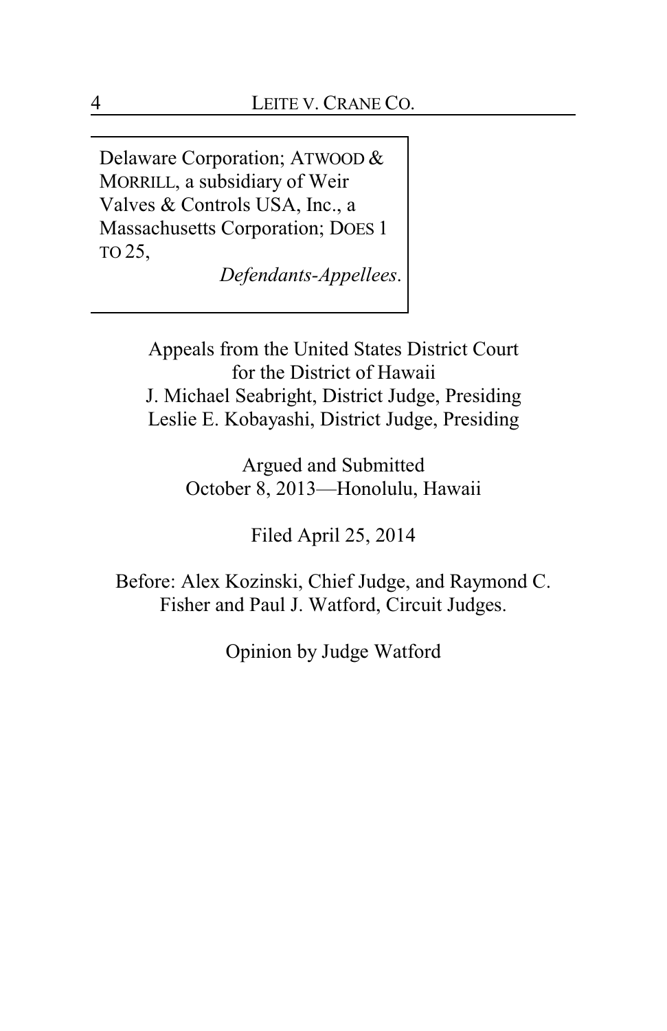Delaware Corporation; ATWOOD & MORRILL, a subsidiary of Weir Valves & Controls USA, Inc., a Massachusetts Corporation; DOES 1 TO 25,

*Defendants-Appellees.*

Appeals from the United States District Court for the District of Hawaii
J. Michael Seabright, District Judge, Presiding
Leslie E. Kobayashi, District Judge, Presiding

Argued and Submitted
October 8, 2013—Honolulu, Hawaii

Filed April 25, 2014

Before: Alex Kozinski, Chief Judge, and Raymond C. Fisher and Paul J. Watford, Circuit Judges.

Opinion by Judge Watford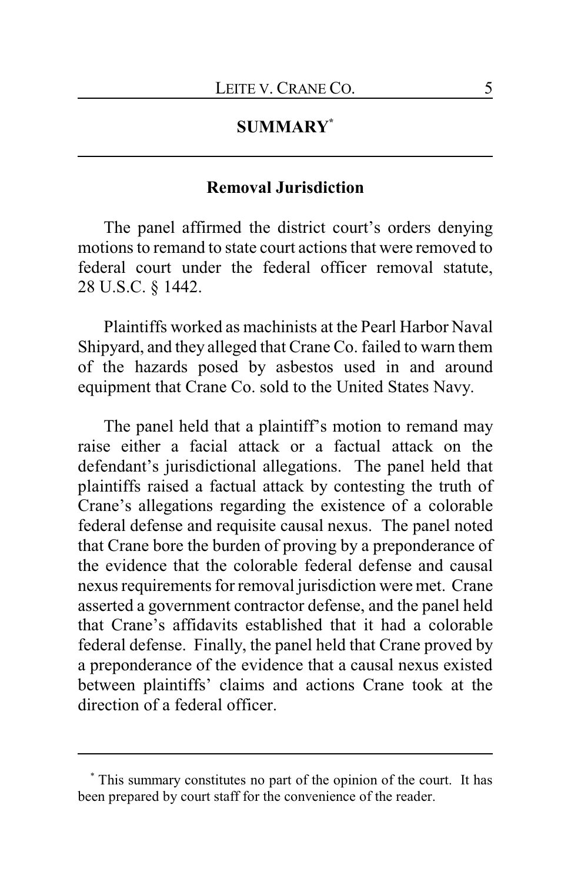## SUMMARY[*]

### Removal Jurisdiction

The panel affirmed the district court's orders denying motions to remand to state court actions that were removed to federal court under the federal officer removal statute, 28 U.S.C. § 1442.

Plaintiffs worked as machinists at the Pearl Harbor Naval Shipyard, and they alleged that Crane Co. failed to warn them of the hazards posed by asbestos used in and around equipment that Crane Co. sold to the United States Navy.

The panel held that a plaintiff's motion to remand may raise either a facial attack or a factual attack on the defendant's jurisdictional allegations. The panel held that plaintiffs raised a factual attack by contesting the truth of Crane's allegations regarding the existence of a colorable federal defense and requisite causal nexus. The panel noted that Crane bore the burden of proving by a preponderance of the evidence that the colorable federal defense and causal nexus requirements for removal jurisdiction were met. Crane asserted a government contractor defense, and the panel held that Crane's affidavits established that it had a colorable federal defense. Finally, the panel held that Crane proved by a preponderance of the evidence that a causal nexus existed between plaintiffs' claims and actions Crane took at the direction of a federal officer.

---

[*] This summary constitutes no part of the opinion of the court. It has been prepared by court staff for the convenience of the reader.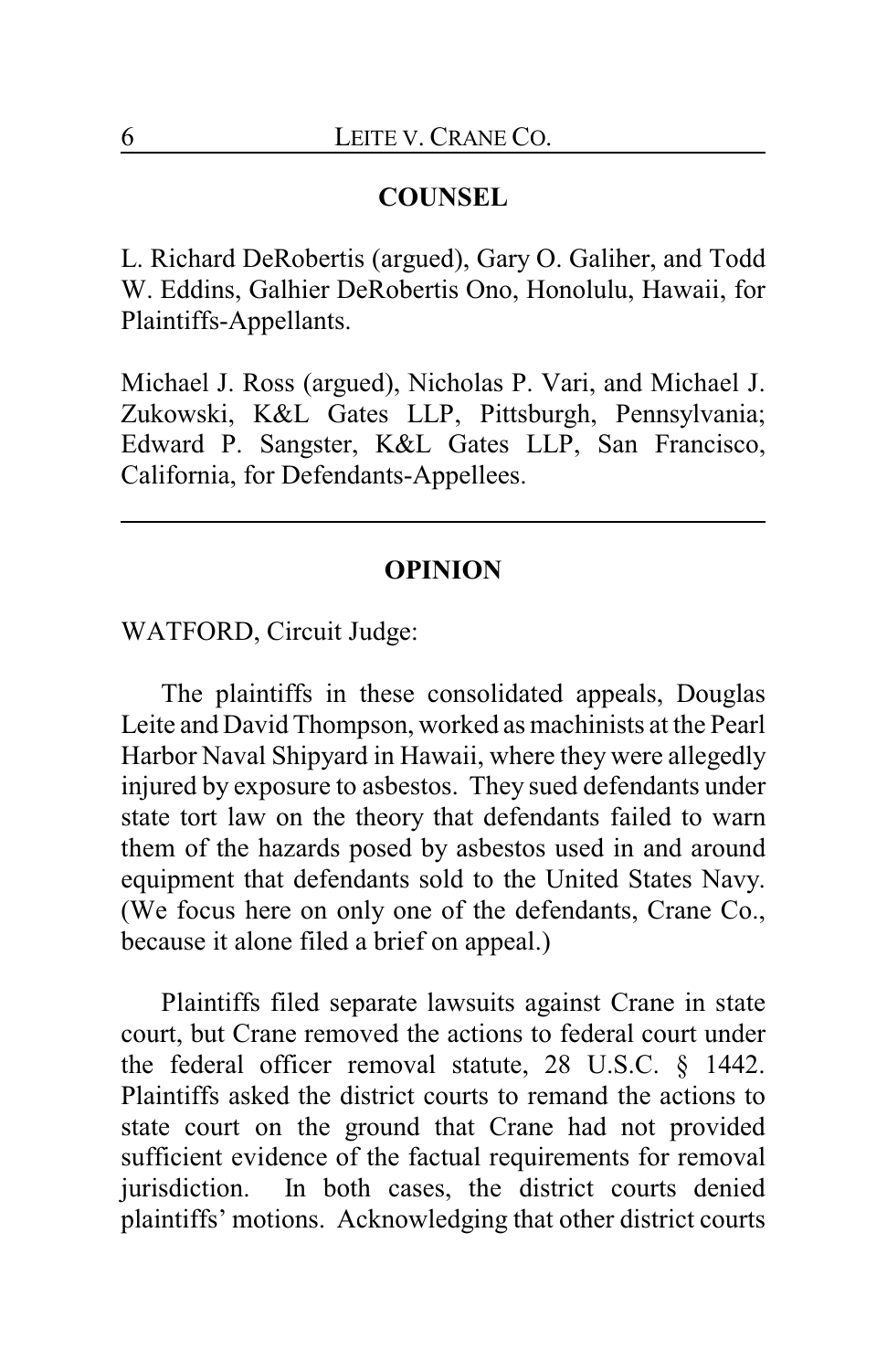## COUNSEL

L. Richard DeRobertis (argued), Gary O. Galiher, and Todd W. Eddins, Galhier DeRobertis Ono, Honolulu, Hawaii, for Plaintiffs-Appellants.

Michael J. Ross (argued), Nicholas P. Vari, and Michael J. Zukowski, K&L Gates LLP, Pittsburgh, Pennsylvania; Edward P. Sangster, K&L Gates LLP, San Francisco, California, for Defendants-Appellees.

---

## OPINION

WATFORD, Circuit Judge:

The plaintiffs in these consolidated appeals, Douglas Leite and David Thompson, worked as machinists at the Pearl Harbor Naval Shipyard in Hawaii, where they were allegedly injured by exposure to asbestos. They sued defendants under state tort law on the theory that defendants failed to warn them of the hazards posed by asbestos used in and around equipment that defendants sold to the United States Navy. (We focus here on only one of the defendants, Crane Co., because it alone filed a brief on appeal.)

Plaintiffs filed separate lawsuits against Crane in state court, but Crane removed the actions to federal court under the federal officer removal statute, 28 U.S.C. § 1442. Plaintiffs asked the district courts to remand the actions to state court on the ground that Crane had not provided sufficient evidence of the factual requirements for removal jurisdiction. In both cases, the district courts denied plaintiffs' motions. Acknowledging that other district courts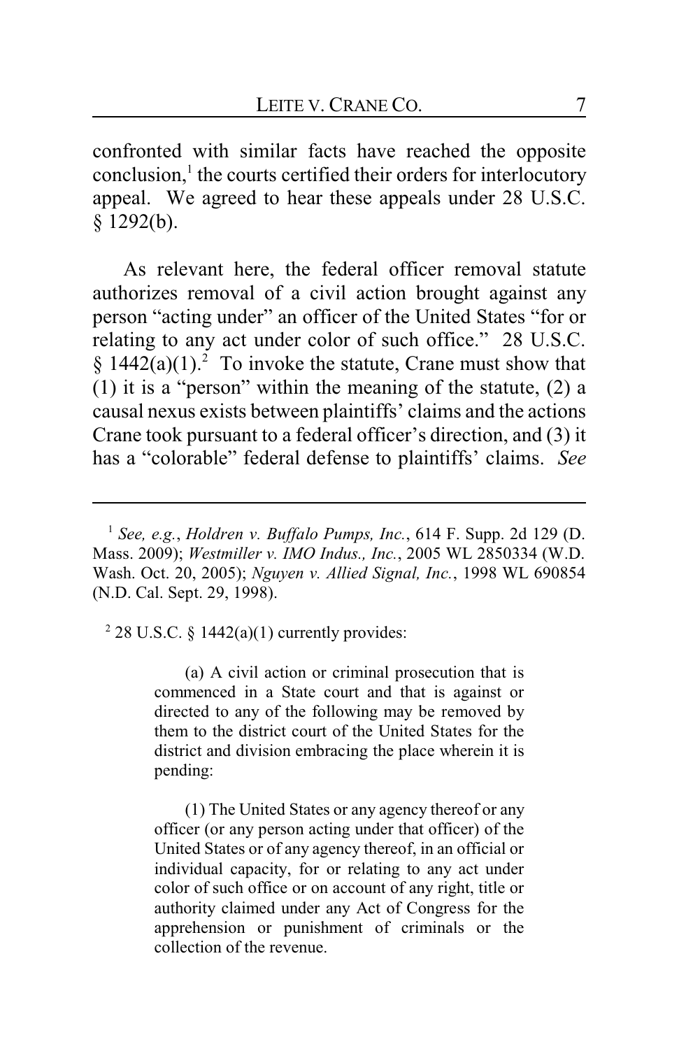confronted with similar facts have reached the opposite conclusion,[1] the courts certified their orders for interlocutory appeal. We agreed to hear these appeals under 28 U.S.C. § 1292(b).

As relevant here, the federal officer removal statute authorizes removal of a civil action brought against any person "acting under" an officer of the United States "for or relating to any act under color of such office." 28 U.S.C. § 1442(a)(1).[2] To invoke the statute, Crane must show that (1) it is a "person" within the meaning of the statute, (2) a causal nexus exists between plaintiffs' claims and the actions Crane took pursuant to a federal officer's direction, and (3) it has a "colorable" federal defense to plaintiffs' claims. *See*

---

[1] *See, e.g.*, *Holdren v. Buffalo Pumps, Inc.*, 614 F. Supp. 2d 129 (D. Mass. 2009); *Westmiller v. IMO Indus., Inc.*, 2005 WL 2850334 (W.D. Wash. Oct. 20, 2005); *Nguyen v. Allied Signal, Inc.*, 1998 WL 690854 (N.D. Cal. Sept. 29, 1998).

[2] 28 U.S.C. § 1442(a)(1) currently provides:

> (a) A civil action or criminal prosecution that is commenced in a State court and that is against or directed to any of the following may be removed by them to the district court of the United States for the district and division embracing the place wherein it is pending:
>
> (1) The United States or any agency thereof or any officer (or any person acting under that officer) of the United States or of any agency thereof, in an official or individual capacity, for or relating to any act under color of such office or on account of any right, title or authority claimed under any Act of Congress for the apprehension or punishment of criminals or the collection of the revenue.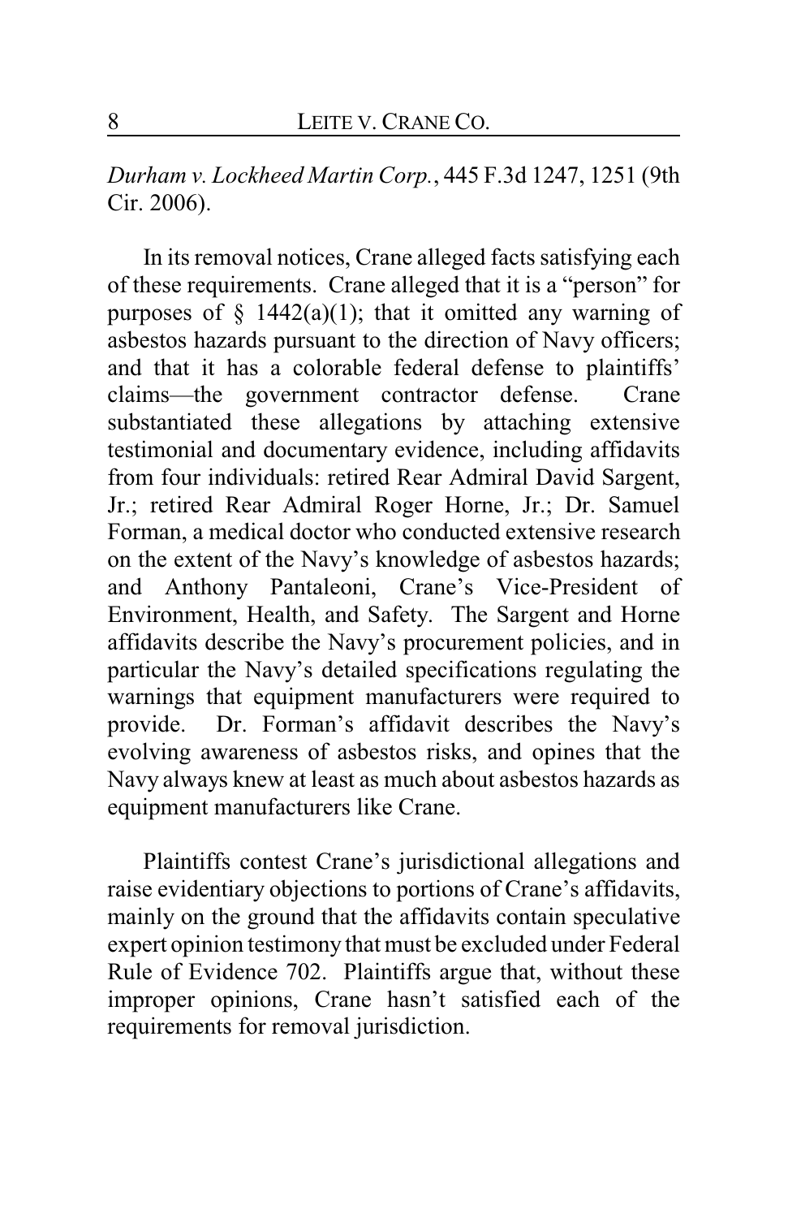*Durham v. Lockheed Martin Corp.*, 445 F.3d 1247, 1251 (9th Cir. 2006).

In its removal notices, Crane alleged facts satisfying each of these requirements. Crane alleged that it is a "person" for purposes of § 1442(a)(1); that it omitted any warning of asbestos hazards pursuant to the direction of Navy officers; and that it has a colorable federal defense to plaintiffs' claims—the government contractor defense. Crane substantiated these allegations by attaching extensive testimonial and documentary evidence, including affidavits from four individuals: retired Rear Admiral David Sargent, Jr.; retired Rear Admiral Roger Horne, Jr.; Dr. Samuel Forman, a medical doctor who conducted extensive research on the extent of the Navy's knowledge of asbestos hazards; and Anthony Pantaleoni, Crane's Vice-President of Environment, Health, and Safety. The Sargent and Horne affidavits describe the Navy's procurement policies, and in particular the Navy's detailed specifications regulating the warnings that equipment manufacturers were required to provide. Dr. Forman's affidavit describes the Navy's evolving awareness of asbestos risks, and opines that the Navy always knew at least as much about asbestos hazards as equipment manufacturers like Crane.

Plaintiffs contest Crane's jurisdictional allegations and raise evidentiary objections to portions of Crane's affidavits, mainly on the ground that the affidavits contain speculative expert opinion testimony that must be excluded under Federal Rule of Evidence 702. Plaintiffs argue that, without these improper opinions, Crane hasn't satisfied each of the requirements for removal jurisdiction.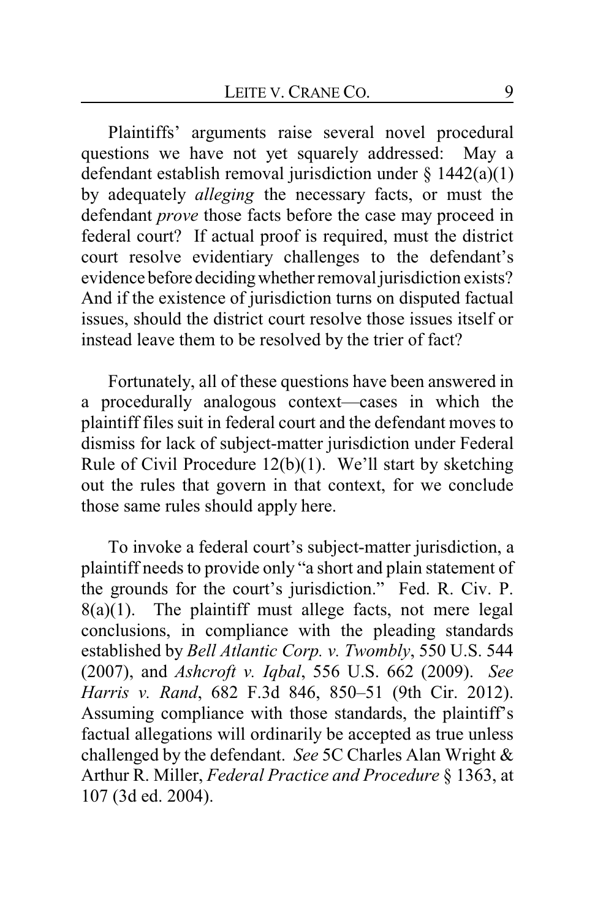Plaintiffs' arguments raise several novel procedural questions we have not yet squarely addressed: May a defendant establish removal jurisdiction under § 1442(a)(1) by adequately *alleging* the necessary facts, or must the defendant *prove* those facts before the case may proceed in federal court? If actual proof is required, must the district court resolve evidentiary challenges to the defendant's evidence before deciding whether removal jurisdiction exists? And if the existence of jurisdiction turns on disputed factual issues, should the district court resolve those issues itself or instead leave them to be resolved by the trier of fact?

Fortunately, all of these questions have been answered in a procedurally analogous context—cases in which the plaintiff files suit in federal court and the defendant moves to dismiss for lack of subject-matter jurisdiction under Federal Rule of Civil Procedure 12(b)(1). We'll start by sketching out the rules that govern in that context, for we conclude those same rules should apply here.

To invoke a federal court's subject-matter jurisdiction, a plaintiff needs to provide only "a short and plain statement of the grounds for the court's jurisdiction." Fed. R. Civ. P. 8(a)(1). The plaintiff must allege facts, not mere legal conclusions, in compliance with the pleading standards established by *Bell Atlantic Corp. v. Twombly*, 550 U.S. 544 (2007), and *Ashcroft v. Iqbal*, 556 U.S. 662 (2009). *See Harris v. Rand*, 682 F.3d 846, 850–51 (9th Cir. 2012). Assuming compliance with those standards, the plaintiff's factual allegations will ordinarily be accepted as true unless challenged by the defendant. *See* 5C Charles Alan Wright & Arthur R. Miller, *Federal Practice and Procedure* § 1363, at 107 (3d ed. 2004).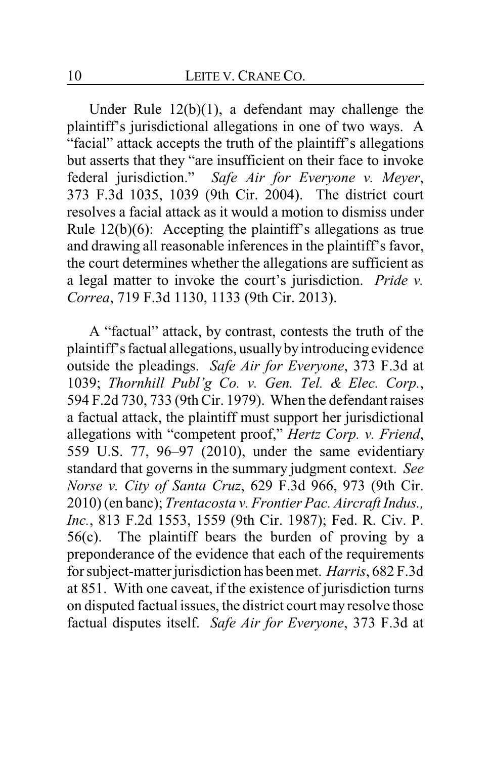Under Rule 12(b)(1), a defendant may challenge the plaintiff's jurisdictional allegations in one of two ways. A "facial" attack accepts the truth of the plaintiff's allegations but asserts that they "are insufficient on their face to invoke federal jurisdiction." *Safe Air for Everyone v. Meyer*, 373 F.3d 1035, 1039 (9th Cir. 2004). The district court resolves a facial attack as it would a motion to dismiss under Rule 12(b)(6): Accepting the plaintiff's allegations as true and drawing all reasonable inferences in the plaintiff's favor, the court determines whether the allegations are sufficient as a legal matter to invoke the court's jurisdiction. *Pride v. Correa*, 719 F.3d 1130, 1133 (9th Cir. 2013).

A "factual" attack, by contrast, contests the truth of the plaintiff's factual allegations, usually by introducing evidence outside the pleadings. *Safe Air for Everyone*, 373 F.3d at 1039; *Thornhill Publ'g Co. v. Gen. Tel. & Elec. Corp.*, 594 F.2d 730, 733 (9th Cir. 1979). When the defendant raises a factual attack, the plaintiff must support her jurisdictional allegations with "competent proof," *Hertz Corp. v. Friend*, 559 U.S. 77, 96–97 (2010), under the same evidentiary standard that governs in the summary judgment context. *See Norse v. City of Santa Cruz*, 629 F.3d 966, 973 (9th Cir. 2010) (en banc); *Trentacosta v. Frontier Pac. Aircraft Indus., Inc.*, 813 F.2d 1553, 1559 (9th Cir. 1987); Fed. R. Civ. P. 56(c). The plaintiff bears the burden of proving by a preponderance of the evidence that each of the requirements for subject-matter jurisdiction has been met. *Harris*, 682 F.3d at 851. With one caveat, if the existence of jurisdiction turns on disputed factual issues, the district court may resolve those factual disputes itself. *Safe Air for Everyone*, 373 F.3d at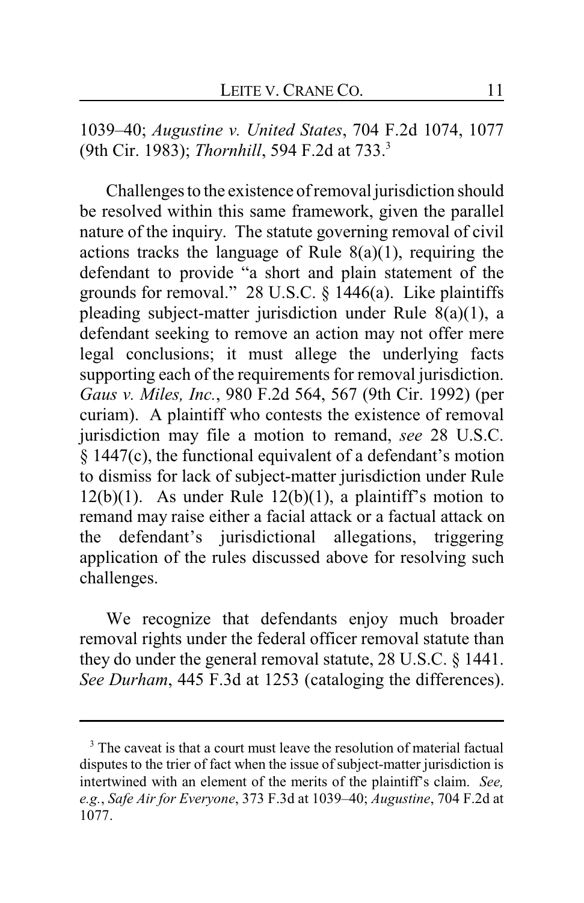1039–40; *Augustine v. United States*, 704 F.2d 1074, 1077 (9th Cir. 1983); *Thornhill*, 594 F.2d at 733.[3]

Challenges to the existence of removal jurisdiction should be resolved within this same framework, given the parallel nature of the inquiry. The statute governing removal of civil actions tracks the language of Rule 8(a)(1), requiring the defendant to provide "a short and plain statement of the grounds for removal." 28 U.S.C. § 1446(a). Like plaintiffs pleading subject-matter jurisdiction under Rule 8(a)(1), a defendant seeking to remove an action may not offer mere legal conclusions; it must allege the underlying facts supporting each of the requirements for removal jurisdiction. *Gaus v. Miles, Inc.*, 980 F.2d 564, 567 (9th Cir. 1992) (per curiam). A plaintiff who contests the existence of removal jurisdiction may file a motion to remand, *see* 28 U.S.C. § 1447(c), the functional equivalent of a defendant's motion to dismiss for lack of subject-matter jurisdiction under Rule 12(b)(1). As under Rule 12(b)(1), a plaintiff's motion to remand may raise either a facial attack or a factual attack on the defendant's jurisdictional allegations, triggering application of the rules discussed above for resolving such challenges.

We recognize that defendants enjoy much broader removal rights under the federal officer removal statute than they do under the general removal statute, 28 U.S.C. § 1441. *See Durham*, 445 F.3d at 1253 (cataloging the differences).

---

[3] The caveat is that a court must leave the resolution of material factual disputes to the trier of fact when the issue of subject-matter jurisdiction is intertwined with an element of the merits of the plaintiff's claim. *See, e.g.*, *Safe Air for Everyone*, 373 F.3d at 1039–40; *Augustine*, 704 F.2d at 1077.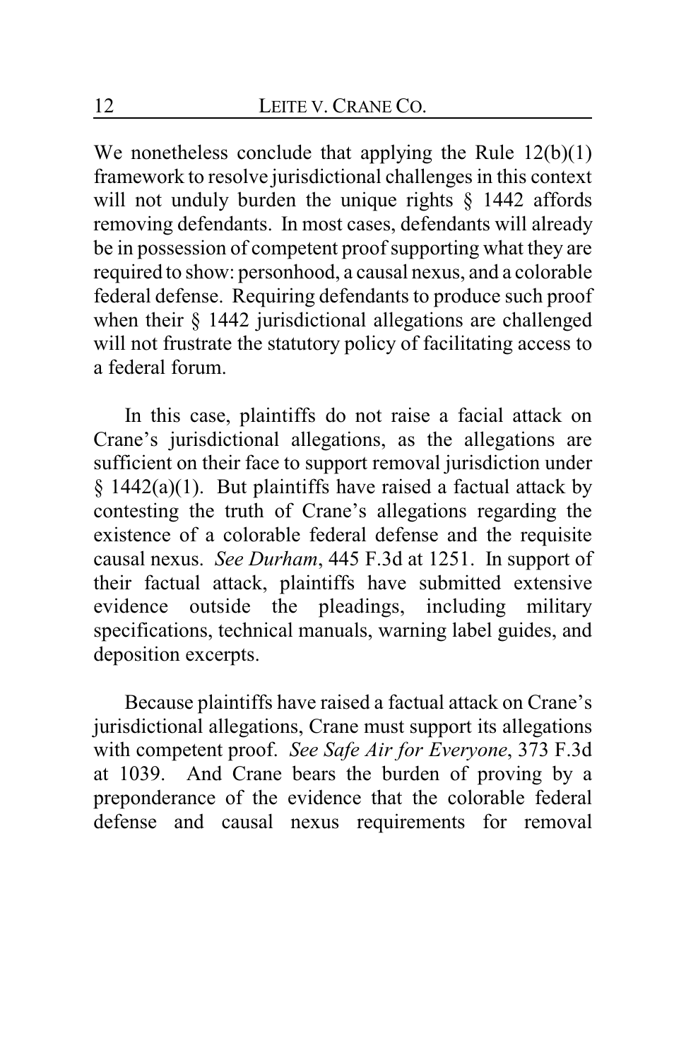We nonetheless conclude that applying the Rule 12(b)(1) framework to resolve jurisdictional challenges in this context will not unduly burden the unique rights § 1442 affords removing defendants. In most cases, defendants will already be in possession of competent proof supporting what they are required to show: personhood, a causal nexus, and a colorable federal defense. Requiring defendants to produce such proof when their § 1442 jurisdictional allegations are challenged will not frustrate the statutory policy of facilitating access to a federal forum.

In this case, plaintiffs do not raise a facial attack on Crane's jurisdictional allegations, as the allegations are sufficient on their face to support removal jurisdiction under § 1442(a)(1). But plaintiffs have raised a factual attack by contesting the truth of Crane's allegations regarding the existence of a colorable federal defense and the requisite causal nexus. *See Durham*, 445 F.3d at 1251. In support of their factual attack, plaintiffs have submitted extensive evidence outside the pleadings, including military specifications, technical manuals, warning label guides, and deposition excerpts.

Because plaintiffs have raised a factual attack on Crane's jurisdictional allegations, Crane must support its allegations with competent proof. *See Safe Air for Everyone*, 373 F.3d at 1039. And Crane bears the burden of proving by a preponderance of the evidence that the colorable federal defense and causal nexus requirements for removal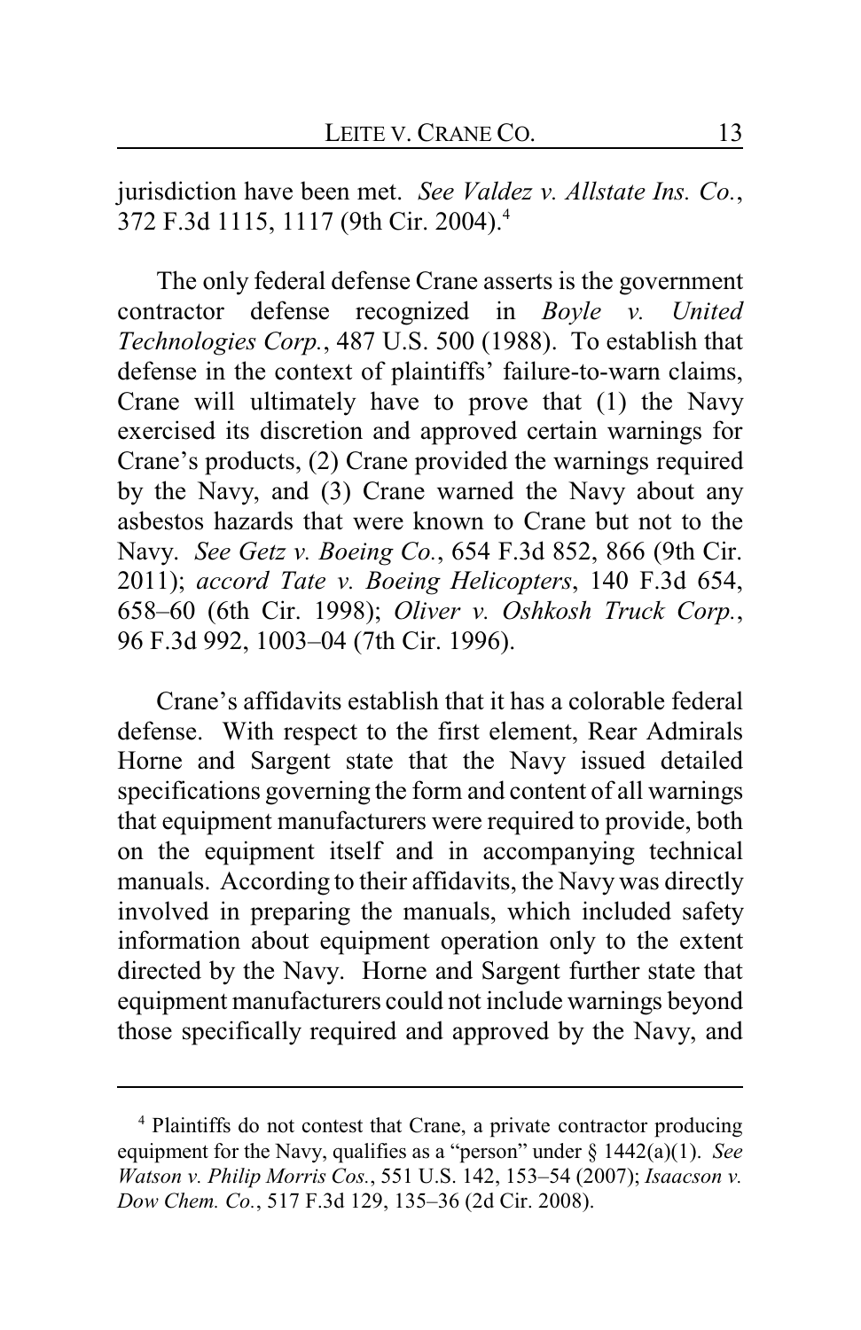jurisdiction have been met. *See Valdez v. Allstate Ins. Co.*, 372 F.3d 1115, 1117 (9th Cir. 2004).[4]

The only federal defense Crane asserts is the government contractor defense recognized in *Boyle v. United Technologies Corp.*, 487 U.S. 500 (1988). To establish that defense in the context of plaintiffs' failure-to-warn claims, Crane will ultimately have to prove that (1) the Navy exercised its discretion and approved certain warnings for Crane's products, (2) Crane provided the warnings required by the Navy, and (3) Crane warned the Navy about any asbestos hazards that were known to Crane but not to the Navy. *See Getz v. Boeing Co.*, 654 F.3d 852, 866 (9th Cir. 2011); *accord Tate v. Boeing Helicopters*, 140 F.3d 654, 658–60 (6th Cir. 1998); *Oliver v. Oshkosh Truck Corp.*, 96 F.3d 992, 1003–04 (7th Cir. 1996).

Crane's affidavits establish that it has a colorable federal defense. With respect to the first element, Rear Admirals Horne and Sargent state that the Navy issued detailed specifications governing the form and content of all warnings that equipment manufacturers were required to provide, both on the equipment itself and in accompanying technical manuals. According to their affidavits, the Navy was directly involved in preparing the manuals, which included safety information about equipment operation only to the extent directed by the Navy. Horne and Sargent further state that equipment manufacturers could not include warnings beyond those specifically required and approved by the Navy, and

---

[4] Plaintiffs do not contest that Crane, a private contractor producing equipment for the Navy, qualifies as a "person" under § 1442(a)(1). *See Watson v. Philip Morris Cos.*, 551 U.S. 142, 153–54 (2007); *Isaacson v. Dow Chem. Co.*, 517 F.3d 129, 135–36 (2d Cir. 2008).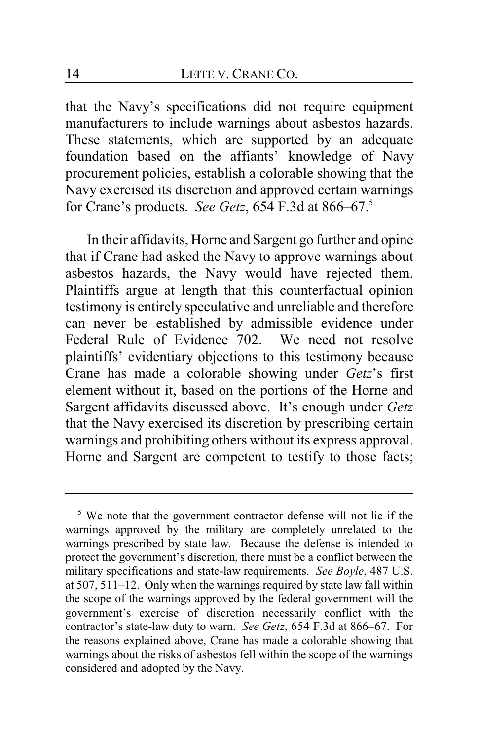that the Navy's specifications did not require equipment manufacturers to include warnings about asbestos hazards. These statements, which are supported by an adequate foundation based on the affiants' knowledge of Navy procurement policies, establish a colorable showing that the Navy exercised its discretion and approved certain warnings for Crane's products. *See Getz*, 654 F.3d at 866–67.[5]

In their affidavits, Horne and Sargent go further and opine that if Crane had asked the Navy to approve warnings about asbestos hazards, the Navy would have rejected them. Plaintiffs argue at length that this counterfactual opinion testimony is entirely speculative and unreliable and therefore can never be established by admissible evidence under Federal Rule of Evidence 702. We need not resolve plaintiffs' evidentiary objections to this testimony because Crane has made a colorable showing under *Getz*'s first element without it, based on the portions of the Horne and Sargent affidavits discussed above. It's enough under *Getz* that the Navy exercised its discretion by prescribing certain warnings and prohibiting others without its express approval. Horne and Sargent are competent to testify to those facts;

---

[5] We note that the government contractor defense will not lie if the warnings approved by the military are completely unrelated to the warnings prescribed by state law. Because the defense is intended to protect the government's discretion, there must be a conflict between the military specifications and state-law requirements. *See Boyle*, 487 U.S. at 507, 511–12. Only when the warnings required by state law fall within the scope of the warnings approved by the federal government will the government's exercise of discretion necessarily conflict with the contractor's state-law duty to warn. *See Getz*, 654 F.3d at 866–67. For the reasons explained above, Crane has made a colorable showing that warnings about the risks of asbestos fell within the scope of the warnings considered and adopted by the Navy.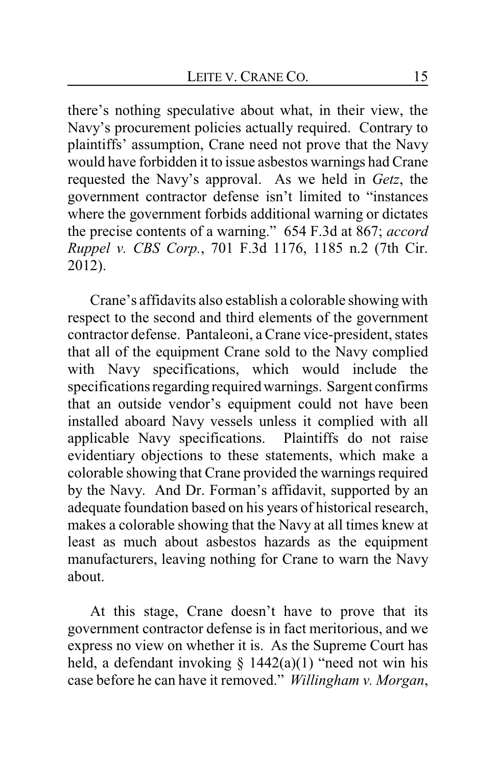there's nothing speculative about what, in their view, the Navy's procurement policies actually required. Contrary to plaintiffs' assumption, Crane need not prove that the Navy would have forbidden it to issue asbestos warnings had Crane requested the Navy's approval. As we held in *Getz*, the government contractor defense isn't limited to "instances where the government forbids additional warning or dictates the precise contents of a warning." 654 F.3d at 867; *accord Ruppel v. CBS Corp.*, 701 F.3d 1176, 1185 n.2 (7th Cir. 2012).

Crane's affidavits also establish a colorable showing with respect to the second and third elements of the government contractor defense. Pantaleoni, a Crane vice-president, states that all of the equipment Crane sold to the Navy complied with Navy specifications, which would include the specifications regarding required warnings. Sargent confirms that an outside vendor's equipment could not have been installed aboard Navy vessels unless it complied with all applicable Navy specifications. Plaintiffs do not raise evidentiary objections to these statements, which make a colorable showing that Crane provided the warnings required by the Navy. And Dr. Forman's affidavit, supported by an adequate foundation based on his years of historical research, makes a colorable showing that the Navy at all times knew at least as much about asbestos hazards as the equipment manufacturers, leaving nothing for Crane to warn the Navy about.

At this stage, Crane doesn't have to prove that its government contractor defense is in fact meritorious, and we express no view on whether it is. As the Supreme Court has held, a defendant invoking § 1442(a)(1) "need not win his case before he can have it removed." *Willingham v. Morgan*,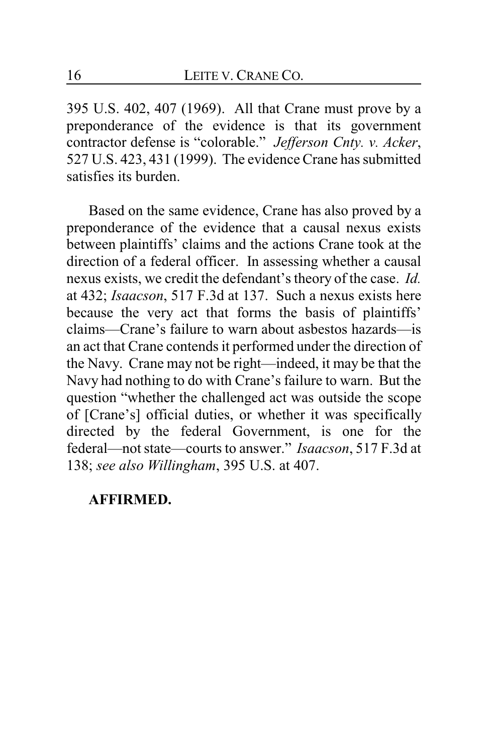395 U.S. 402, 407 (1969). All that Crane must prove by a preponderance of the evidence is that its government contractor defense is "colorable." *Jefferson Cnty. v. Acker*, 527 U.S. 423, 431 (1999). The evidence Crane has submitted satisfies its burden.

Based on the same evidence, Crane has also proved by a preponderance of the evidence that a causal nexus exists between plaintiffs' claims and the actions Crane took at the direction of a federal officer. In assessing whether a causal nexus exists, we credit the defendant's theory of the case. *Id.* at 432; *Isaacson*, 517 F.3d at 137. Such a nexus exists here because the very act that forms the basis of plaintiffs' claims—Crane's failure to warn about asbestos hazards—is an act that Crane contends it performed under the direction of the Navy. Crane may not be right—indeed, it may be that the Navy had nothing to do with Crane's failure to warn. But the question "whether the challenged act was outside the scope of [Crane's] official duties, or whether it was specifically directed by the federal Government, is one for the federal—not state—courts to answer." *Isaacson*, 517 F.3d at 138; *see also Willingham*, 395 U.S. at 407.

**AFFIRMED.**